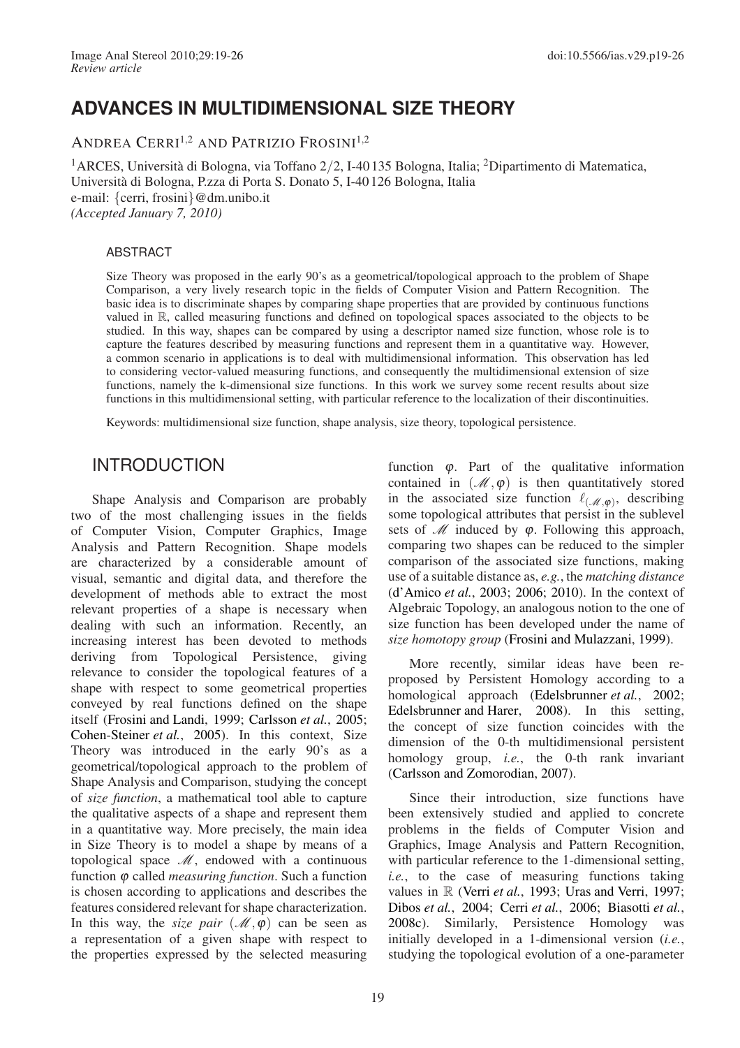Review article

# ADVANCES IN MULTIDIMENSIONAL SIZE THEORY

ANDREA CERRI[1,2] AND PATRIZIO FROSINI[1,2]

[1]ARCES, Università di Bologna, via Toffano 2/2, I-40 135 Bologna, Italia; [2]Dipartimento di Matematica, Università di Bologna, P.zza di Porta S. Donato 5, I-40 126 Bologna, Italia
e-mail: {cerri, frosini}@dm.unibo.it
*(Accepted January 7, 2010)*

## ABSTRACT

Size Theory was proposed in the early 90's as a geometrical/topological approach to the problem of Shape Comparison, a very lively research topic in the fields of Computer Vision and Pattern Recognition. The basic idea is to discriminate shapes by comparing shape properties that are provided by continuous functions valued in $\mathbb{R}$, called measuring functions and defined on topological spaces associated to the objects to be studied. In this way, shapes can be compared by using a descriptor named size function, whose role is to capture the features described by measuring functions and represent them in a quantitative way. However, a common scenario in applications is to deal with multidimensional information. This observation has led to considering vector-valued measuring functions, and consequently the multidimensional extension of size functions, namely the k-dimensional size functions. In this work we survey some recent results about size functions in this multidimensional setting, with particular reference to the localization of their discontinuities.

Keywords: multidimensional size function, shape analysis, size theory, topological persistence.

## INTRODUCTION

Shape Analysis and Comparison are probably two of the most challenging issues in the fields of Computer Vision, Computer Graphics, Image Analysis and Pattern Recognition. Shape models are characterized by a considerable amount of visual, semantic and digital data, and therefore the development of methods able to extract the most relevant properties of a shape is necessary when dealing with such an information. Recently, an increasing interest has been devoted to methods deriving from Topological Persistence, giving relevance to consider the topological features of a shape with respect to some geometrical properties conveyed by real functions defined on the shape itself (Frosini and Landi, 1999; Carlsson *et al.*, 2005; Cohen-Steiner *et al.*, 2005). In this context, Size Theory was introduced in the early 90's as a geometrical/topological approach to the problem of Shape Analysis and Comparison, studying the concept of *size function*, a mathematical tool able to capture the qualitative aspects of a shape and represent them in a quantitative way. More precisely, the main idea in Size Theory is to model a shape by means of a topological space $\mathscr{M}$, endowed with a continuous function $\varphi$ called *measuring function*. Such a function is chosen according to applications and describes the features considered relevant for shape characterization. In this way, the *size pair* $(\mathscr{M}, \varphi)$ can be seen as a representation of a given shape with respect to the properties expressed by the selected measuring function $\varphi$. Part of the qualitative information contained in $(\mathscr{M}, \varphi)$ is then quantitatively stored in the associated size function $\ell_{(\mathscr{M},\varphi)}$, describing some topological attributes that persist in the sublevel sets of $\mathscr{M}$ induced by $\varphi$. Following this approach, comparing two shapes can be reduced to the simpler comparison of the associated size functions, making use of a suitable distance as, *e.g.*, the *matching distance* (d'Amico *et al.*, 2003; 2006; 2010). In the context of Algebraic Topology, an analogous notion to the one of size function has been developed under the name of *size homotopy group* (Frosini and Mulazzani, 1999).

More recently, similar ideas have been re-proposed by Persistent Homology according to a homological approach (Edelsbrunner *et al.*, 2002; Edelsbrunner and Harer, 2008). In this setting, the concept of size function coincides with the dimension of the 0-th multidimensional persistent homology group, *i.e.*, the 0-th rank invariant (Carlsson and Zomorodian, 2007).

Since their introduction, size functions have been extensively studied and applied to concrete problems in the fields of Computer Vision and Graphics, Image Analysis and Pattern Recognition, with particular reference to the 1-dimensional setting, *i.e.*, to the case of measuring functions taking values in $\mathbb{R}$ (Verri *et al.*, 1993; Uras and Verri, 1997; Dibos *et al.*, 2004; Cerri *et al.*, 2006; Biasotti *et al.*, 2008c). Similarly, Persistence Homology was initially developed in a 1-dimensional version (*i.e.*, studying the topological evolution of a one-parameter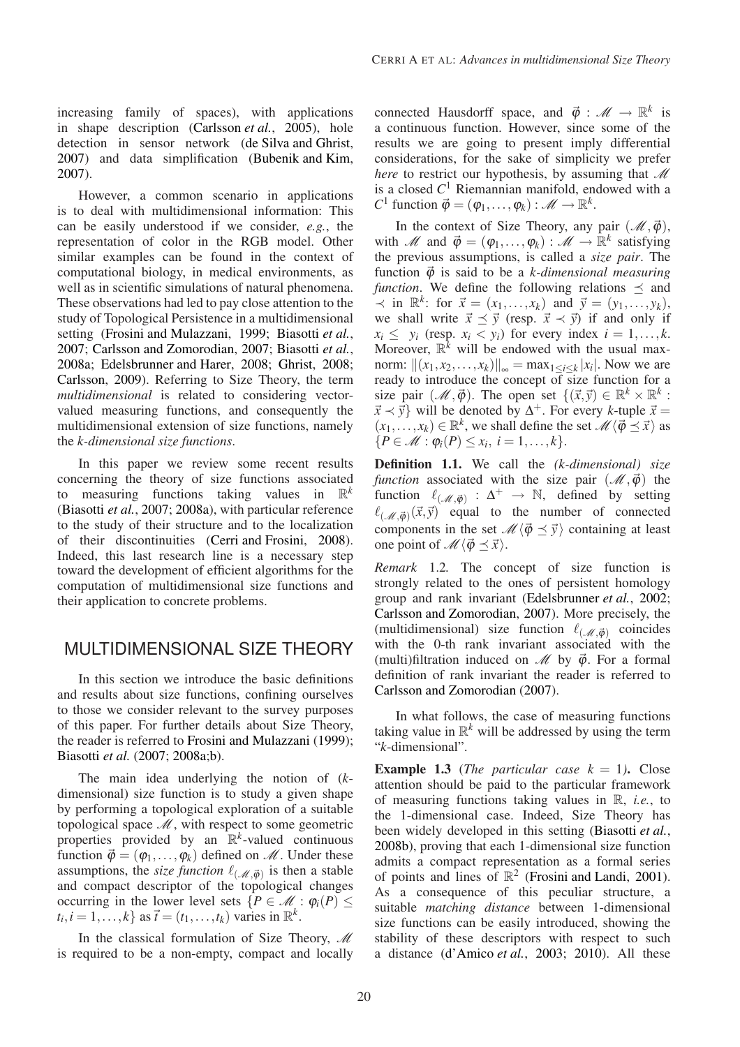increasing family of spaces), with applications in shape description (Carlsson *et al.*, 2005), hole detection in sensor network (de Silva and Ghrist, 2007) and data simplification (Bubenik and Kim, 2007).

However, a common scenario in applications is to deal with multidimensional information: This can be easily understood if we consider, *e.g.*, the representation of color in the RGB model. Other similar examples can be found in the context of computational biology, in medical environments, as well as in scientific simulations of natural phenomena. These observations had led to pay close attention to the study of Topological Persistence in a multidimensional setting (Frosini and Mulazzani, 1999; Biasotti *et al.*, 2007; Carlsson and Zomorodian, 2007; Biasotti *et al.*, 2008a; Edelsbrunner and Harer, 2008; Ghrist, 2008; Carlsson, 2009). Referring to Size Theory, the term *multidimensional* is related to considering vector-valued measuring functions, and consequently the multidimensional extension of size functions, namely the *k-dimensional size functions*.

In this paper we review some recent results concerning the theory of size functions associated to measuring functions taking values in $\mathbb{R}^k$ (Biasotti *et al.*, 2007; 2008a), with particular reference to the study of their structure and to the localization of their discontinuities (Cerri and Frosini, 2008). Indeed, this last research line is a necessary step toward the development of efficient algorithms for the computation of multidimensional size functions and their application to concrete problems.

## MULTIDIMENSIONAL SIZE THEORY

In this section we introduce the basic definitions and results about size functions, confining ourselves to those we consider relevant to the survey purposes of this paper. For further details about Size Theory, the reader is referred to Frosini and Mulazzani (1999); Biasotti *et al.* (2007; 2008a;b).

The main idea underlying the notion of ($k$-dimensional) size function is to study a given shape by performing a topological exploration of a suitable topological space $\mathscr{M}$, with respect to some geometric properties provided by an $\mathbb{R}^k$-valued continuous function $\vec{\varphi} = (\varphi_1, \dots, \varphi_k)$ defined on $\mathscr{M}$. Under these assumptions, the *size function* $\ell_{(\mathscr{M},\vec{\varphi})}$ is then a stable and compact descriptor of the topological changes occurring in the lower level sets $\{P \in \mathscr{M} : \varphi_i(P) \leq t_i, i = 1, \dots, k\}$ as $\vec{t} = (t_1, \dots, t_k)$ varies in $\mathbb{R}^k$.

In the classical formulation of Size Theory, $\mathscr{M}$ is required to be a non-empty, compact and locally connected Hausdorff space, and $\vec{\varphi} : \mathscr{M} \to \mathbb{R}^k$ is a continuous function. However, since some of the results we are going to present imply differential considerations, for the sake of simplicity we prefer *here* to restrict our hypothesis, by assuming that $\mathscr{M}$ is a closed $C^1$ Riemannian manifold, endowed with a $C^1$ function $\vec{\varphi} = (\varphi_1, \dots, \varphi_k) : \mathscr{M} \to \mathbb{R}^k$.

In the context of Size Theory, any pair $(\mathscr{M}, \vec{\varphi})$, with $\mathscr{M}$ and $\vec{\varphi} = (\varphi_1, \dots, \varphi_k) : \mathscr{M} \to \mathbb{R}^k$ satisfying the previous assumptions, is called a *size pair*. The function $\vec{\varphi}$ is said to be a *k-dimensional measuring function*. We define the following relations $\preceq$ and $\prec$ in $\mathbb{R}^k$: for $\vec{x} = (x_1, \dots, x_k)$ and $\vec{y} = (y_1, \dots, y_k)$, we shall write $\vec{x} \preceq \vec{y}$ (resp. $\vec{x} \prec \vec{y}$) if and only if $x_i \leq y_i$ (resp. $x_i < y_i$) for every index $i = 1, \dots, k$. Moreover, $\mathbb{R}^k$ will be endowed with the usual max-norm: $\|(x_1, x_2, \dots, x_k)\|_\infty = \max_{1 \leq i \leq k} |x_i|$. Now we are ready to introduce the concept of size function for a size pair $(\mathscr{M}, \vec{\varphi})$. The open set $\{(\vec{x}, \vec{y}) \in \mathbb{R}^k \times \mathbb{R}^k : \vec{x} \prec \vec{y}\}$ will be denoted by $\Delta^+$. For every $k$-tuple $\vec{x} = (x_1, \dots, x_k) \in \mathbb{R}^k$, we shall define the set $\mathscr{M}\langle \vec{\varphi} \preceq \vec{x} \rangle$ as $\{P \in \mathscr{M} : \varphi_i(P) \leq x_i, i = 1, \dots, k\}$.

**Definition 1.1.** We call the *(k-dimensional) size function* associated with the size pair $(\mathscr{M}, \vec{\varphi})$ the function $\ell_{(\mathscr{M},\vec{\varphi})} : \Delta^+ \to \mathbb{N}$, defined by setting $\ell_{(\mathscr{M},\vec{\varphi})}(\vec{x}, \vec{y})$ equal to the number of connected components in the set $\mathscr{M}\langle \vec{\varphi} \preceq \vec{y} \rangle$ containing at least one point of $\mathscr{M}\langle \vec{\varphi} \preceq \vec{x} \rangle$.

*Remark* 1.2. The concept of size function is strongly related to the ones of persistent homology group and rank invariant (Edelsbrunner *et al.*, 2002; Carlsson and Zomorodian, 2007). More precisely, the (multidimensional) size function $\ell_{(\mathscr{M},\vec{\varphi})}$ coincides with the 0-th rank invariant associated with the (multi)filtration induced on $\mathscr{M}$ by $\vec{\varphi}$. For a formal definition of rank invariant the reader is referred to Carlsson and Zomorodian (2007).

In what follows, the case of measuring functions taking value in $\mathbb{R}^k$ will be addressed by using the term "$k$-dimensional".

**Example 1.3** (*The particular case* $k = 1$)**.** Close attention should be paid to the particular framework of measuring functions taking values in $\mathbb{R}$, *i.e.*, to the 1-dimensional case. Indeed, Size Theory has been widely developed in this setting (Biasotti *et al.*, 2008b), proving that each 1-dimensional size function admits a compact representation as a formal series of points and lines of $\mathbb{R}^2$ (Frosini and Landi, 2001). As a consequence of this peculiar structure, a suitable *matching distance* between 1-dimensional size functions can be easily introduced, showing the stability of these descriptors with respect to such a distance (d'Amico *et al.*, 2003; 2010). All these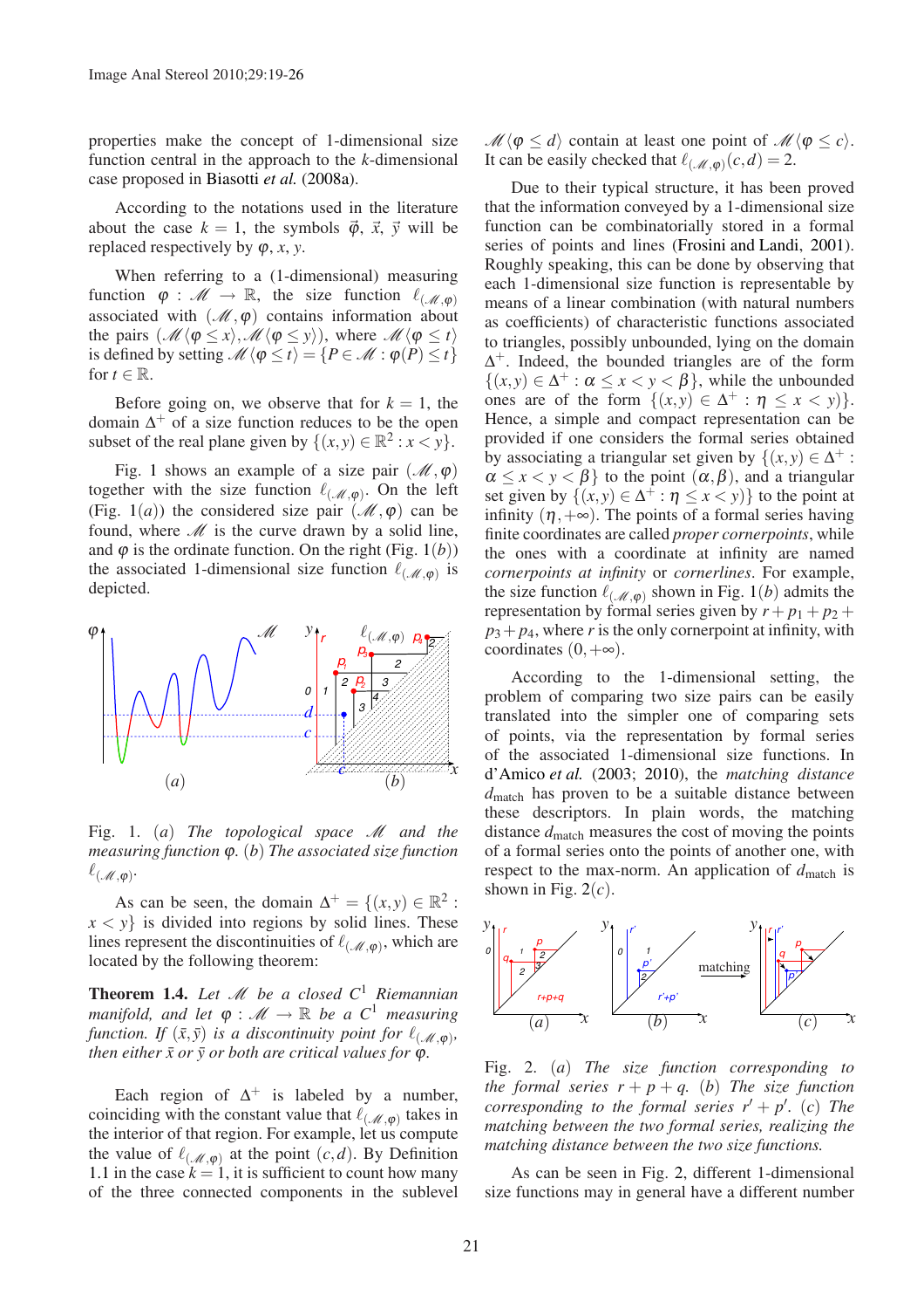properties make the concept of 1-dimensional size function central in the approach to the $k$-dimensional case proposed in Biasotti *et al.* (2008a).

According to the notations used in the literature about the case $k = 1$, the symbols $\vec{\varphi}$, $\vec{x}$, $\vec{y}$ will be replaced respectively by $\varphi$, $x$, $y$.

When referring to a (1-dimensional) measuring function $\varphi : \mathscr{M} \to \mathbb{R}$, the size function $\ell_{(\mathscr{M},\varphi)}$ associated with $(\mathscr{M},\varphi)$ contains information about the pairs $(\mathscr{M}\langle\varphi \leq x\rangle, \mathscr{M}\langle\varphi \leq y\rangle)$, where $\mathscr{M}\langle\varphi \leq t\rangle$ is defined by setting $\mathscr{M}\langle\varphi \leq t\rangle = \{P \in \mathscr{M} : \varphi(P) \leq t\}$ for $t \in \mathbb{R}$.

Before going on, we observe that for $k = 1$, the domain $\Delta^+$ of a size function reduces to be the open subset of the real plane given by $\{(x,y) \in \mathbb{R}^2 : x < y\}$.

Fig. 1 shows an example of a size pair $(\mathscr{M},\varphi)$ together with the size function $\ell_{(\mathscr{M},\varphi)}$. On the left (Fig. $1(a)$) the considered size pair $(\mathscr{M},\varphi)$ can be found, where $\mathscr{M}$ is the curve drawn by a solid line, and $\varphi$ is the ordinate function. On the right (Fig. $1(b)$) the associated 1-dimensional size function $\ell_{(\mathscr{M},\varphi)}$ is depicted.

Fig. 1. $(a)$ *The topological space* $\mathscr{M}$ *and the measuring function* $\varphi$. $(b)$ *The associated size function* $\ell_{(\mathscr{M},\varphi)}$.

As can be seen, the domain $\Delta^+ = \{(x,y) \in \mathbb{R}^2 : x < y\}$ is divided into regions by solid lines. These lines represent the discontinuities of $\ell_{(\mathscr{M},\varphi)}$, which are located by the following theorem:

**Theorem 1.4.** *Let* $\mathscr{M}$ *be a closed* $C^1$ *Riemannian manifold, and let* $\varphi : \mathscr{M} \to \mathbb{R}$ *be a* $C^1$ *measuring function. If* $(\bar{x},\bar{y})$ *is a discontinuity point for* $\ell_{(\mathscr{M},\varphi)}$*, then either* $\bar{x}$ *or* $\bar{y}$ *or both are critical values for* $\varphi$*.*

Each region of $\Delta^+$ is labeled by a number, coinciding with the constant value that $\ell_{(\mathscr{M},\varphi)}$ takes in the interior of that region. For example, let us compute the value of $\ell_{(\mathscr{M},\varphi)}$ at the point $(c,d)$. By Definition 1.1 in the case $k = 1$, it is sufficient to count how many of the three connected components in the sublevel $\mathscr{M}\langle\varphi \leq d\rangle$ contain at least one point of $\mathscr{M}\langle\varphi \leq c\rangle$. It can be easily checked that $\ell_{(\mathscr{M},\varphi)}(c,d) = 2$.

Due to their typical structure, it has been proved that the information conveyed by a 1-dimensional size function can be combinatorially stored in a formal series of points and lines (Frosini and Landi, 2001). Roughly speaking, this can be done by observing that each 1-dimensional size function is representable by means of a linear combination (with natural numbers as coefficients) of characteristic functions associated to triangles, possibly unbounded, lying on the domain $\Delta^+$. Indeed, the bounded triangles are of the form $\{(x,y) \in \Delta^+ : \alpha \leq x < y < \beta\}$, while the unbounded ones are of the form $\{(x,y) \in \Delta^+ : \eta \leq x < y\}$. Hence, a simple and compact representation can be provided if one considers the formal series obtained by associating a triangular set given by $\{(x,y) \in \Delta^+ : \alpha \leq x < y < \beta\}$ to the point $(\alpha,\beta)$, and a triangular set given by $\{(x,y) \in \Delta^+ : \eta \leq x < y)\}$ to the point at infinity $(\eta,+\infty)$. The points of a formal series having finite coordinates are called *proper cornerpoints*, while the ones with a coordinate at infinity are named *cornerpoints at infinity* or *cornerlines*. For example, the size function $\ell_{(\mathscr{M},\varphi)}$ shown in Fig. $1(b)$ admits the representation by formal series given by $r + p_1 + p_2 + p_3 + p_4$, where $r$ is the only cornerpoint at infinity, with coordinates $(0,+\infty)$.

According to the 1-dimensional setting, the problem of comparing two size pairs can be easily translated into the simpler one of comparing sets of points, via the representation by formal series of the associated 1-dimensional size functions. In d'Amico *et al.* (2003; 2010), the *matching distance* $d_{\text{match}}$ has proven to be a suitable distance between these descriptors. In plain words, the matching distance $d_{\text{match}}$ measures the cost of moving the points of a formal series onto the points of another one, with respect to the max-norm. An application of $d_{\text{match}}$ is shown in Fig. $2(c)$.

Fig. 2. $(a)$ *The size function corresponding to the formal series* $r + p + q$. $(b)$ *The size function corresponding to the formal series* $r' + p'$. $(c)$ *The matching between the two formal series, realizing the matching distance between the two size functions.*

As can be seen in Fig. 2, different 1-dimensional size functions may in general have a different number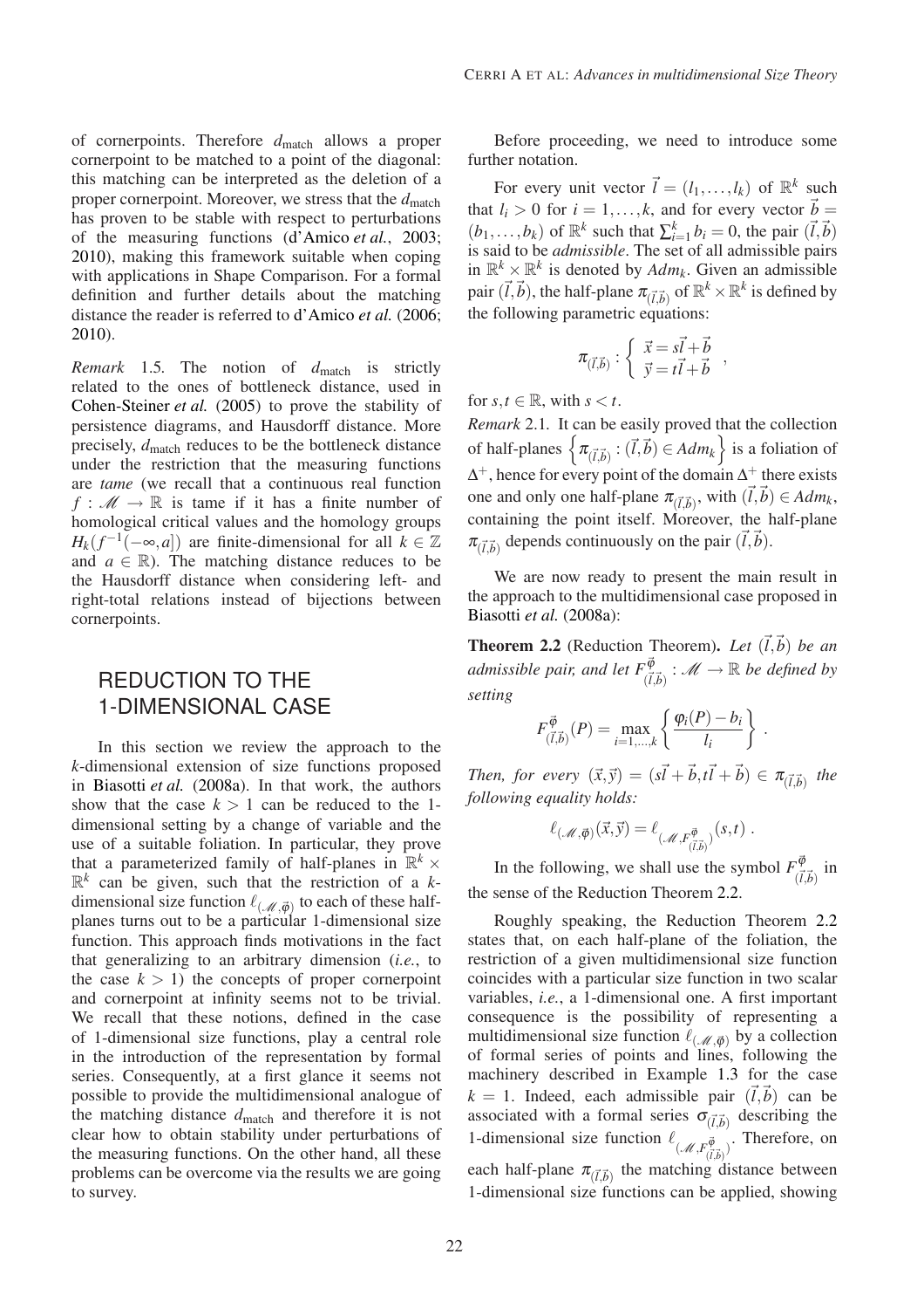of cornerpoints. Therefore $d_{\text{match}}$ allows a proper cornerpoint to be matched to a point of the diagonal: this matching can be interpreted as the deletion of a proper cornerpoint. Moreover, we stress that the $d_{\text{match}}$ has proven to be stable with respect to perturbations of the measuring functions (d'Amico *et al.*, 2003; 2010), making this framework suitable when coping with applications in Shape Comparison. For a formal definition and further details about the matching distance the reader is referred to d'Amico *et al.* (2006; 2010).

*Remark* 1.5. The notion of $d_{\text{match}}$ is strictly related to the ones of bottleneck distance, used in Cohen-Steiner *et al.* (2005) to prove the stability of persistence diagrams, and Hausdorff distance. More precisely, $d_{\text{match}}$ reduces to be the bottleneck distance under the restriction that the measuring functions are *tame* (we recall that a continuous real function $f : \mathscr{M} \to \mathbb{R}$ is tame if it has a finite number of homological critical values and the homology groups $H_k(f^{-1}(-\infty, a])$ are finite-dimensional for all $k \in \mathbb{Z}$ and $a \in \mathbb{R}$). The matching distance reduces to be the Hausdorff distance when considering left- and right-total relations instead of bijections between cornerpoints.

## REDUCTION TO THE 1-DIMENSIONAL CASE

In this section we review the approach to the $k$-dimensional extension of size functions proposed in Biasotti *et al.* (2008a). In that work, the authors show that the case $k > 1$ can be reduced to the 1-dimensional setting by a change of variable and the use of a suitable foliation. In particular, they prove that a parameterized family of half-planes in $\mathbb{R}^k \times \mathbb{R}^k$ can be given, such that the restriction of a $k$-dimensional size function $\ell_{(\mathscr{M},\vec{\varphi})}$ to each of these half-planes turns out to be a particular 1-dimensional size function. This approach finds motivations in the fact that generalizing to an arbitrary dimension (*i.e.*, to the case $k > 1$) the concepts of proper cornerpoint and cornerpoint at infinity seems not to be trivial. We recall that these notions, defined in the case of 1-dimensional size functions, play a central role in the introduction of the representation by formal series. Consequently, at a first glance it seems not possible to provide the multidimensional analogue of the matching distance $d_{\text{match}}$ and therefore it is not clear how to obtain stability under perturbations of the measuring functions. On the other hand, all these problems can be overcome via the results we are going to survey.

Before proceeding, we need to introduce some further notation.

For every unit vector $\vec{l} = (l_1, \ldots, l_k)$ of $\mathbb{R}^k$ such that $l_i > 0$ for $i = 1, \ldots, k$, and for every vector $\vec{b} = (b_1, \ldots, b_k)$ of $\mathbb{R}^k$ such that $\sum_{i=1}^k b_i = 0$, the pair $(\vec{l}, \vec{b})$ is said to be *admissible*. The set of all admissible pairs in $\mathbb{R}^k \times \mathbb{R}^k$ is denoted by $Adm_k$. Given an admissible pair $(\vec{l}, \vec{b})$, the half-plane $\pi_{(\vec{l},\vec{b})}$ of $\mathbb{R}^k \times \mathbb{R}^k$ is defined by the following parametric equations:

$$\pi_{(\vec{l},\vec{b})} : \begin{cases} \vec{x} = s\vec{l} + \vec{b} \\ \vec{y} = t\vec{l} + \vec{b} \end{cases},$$

for $s, t \in \mathbb{R}$, with $s < t$.

*Remark* 2.1. It can be easily proved that the collection of half-planes $\left\{\pi_{(\vec{l},\vec{b})} : (\vec{l},\vec{b}) \in Adm_k\right\}$ is a foliation of $\Delta^+$, hence for every point of the domain $\Delta^+$ there exists one and only one half-plane $\pi_{(\vec{l},\vec{b})}$, with $(\vec{l},\vec{b}) \in Adm_k$, containing the point itself. Moreover, the half-plane $\pi_{(\vec{l},\vec{b})}$ depends continuously on the pair $(\vec{l},\vec{b})$.

We are now ready to present the main result in the approach to the multidimensional case proposed in Biasotti *et al.* (2008a):

**Theorem 2.2** (Reduction Theorem)**.** *Let $(\vec{l},\vec{b})$ be an admissible pair, and let $F^{\vec{\varphi}}_{(\vec{l},\vec{b})} : \mathscr{M} \to \mathbb{R}$ be defined by setting*

$$F^{\vec{\varphi}}_{(\vec{l},\vec{b})}(P) = \max_{i=1,\ldots,k} \left\{ \frac{\varphi_i(P) - b_i}{l_i} \right\}.$$

*Then, for every $(\vec{x},\vec{y}) = (s\vec{l} + \vec{b}, t\vec{l} + \vec{b}) \in \pi_{(\vec{l},\vec{b})}$ the following equality holds:*

$$\ell_{(\mathscr{M},\vec{\varphi})}(\vec{x},\vec{y}) = \ell_{\left(\mathscr{M},F^{\vec{\varphi}}_{(\vec{l},\vec{b})}\right)}(s,t).$$

In the following, we shall use the symbol $F^{\vec{\varphi}}_{(\vec{l},\vec{b})}$ in the sense of the Reduction Theorem 2.2.

Roughly speaking, the Reduction Theorem 2.2 states that, on each half-plane of the foliation, the restriction of a given multidimensional size function coincides with a particular size function in two scalar variables, *i.e.*, a 1-dimensional one. A first important consequence is the possibility of representing a multidimensional size function $\ell_{(\mathscr{M},\vec{\varphi})}$ by a collection of formal series of points and lines, following the machinery described in Example 1.3 for the case $k = 1$. Indeed, each admissible pair $(\vec{l},\vec{b})$ can be associated with a formal series $\sigma_{(\vec{l},\vec{b})}$ describing the 1-dimensional size function $\ell_{\left(\mathscr{M},F^{\vec{\varphi}}_{(\vec{l},\vec{b})}\right)}$. Therefore, on each half-plane $\pi_{(\vec{l},\vec{b})}$ the matching distance between 1-dimensional size functions can be applied, showing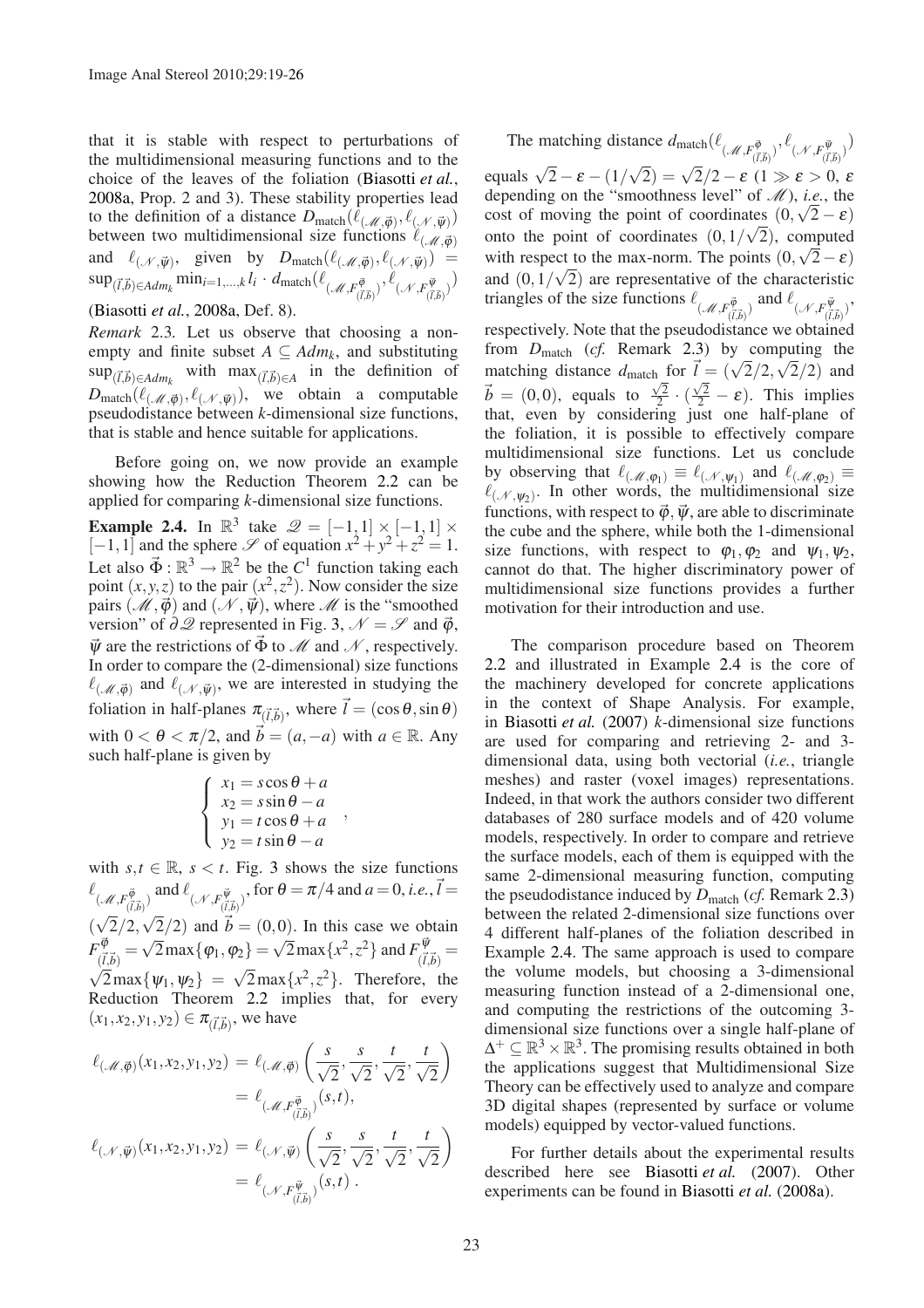that it is stable with respect to perturbations of the multidimensional measuring functions and to the choice of the leaves of the foliation (Biasotti *et al.*, 2008a, Prop. 2 and 3). These stability properties lead to the definition of a distance $D_{\text{match}}(\ell_{(\mathscr{M},\vec{\varphi})},\ell_{(\mathscr{N},\vec{\psi})})$ between two multidimensional size functions $\ell_{(\mathscr{M},\vec{\varphi})}$ and $\ell_{(\mathscr{N},\vec{\psi})}$, given by $D_{\text{match}}(\ell_{(\mathscr{M},\vec{\varphi})},\ell_{(\mathscr{N},\vec{\psi})}) = \sup_{(\vec{l},\vec{b})\in Adm_k}\min_{i=1,\ldots,k} l_i \cdot d_{\text{match}}(\ell_{(\mathscr{M},F^{\vec{\varphi}}_{(\vec{l},\vec{b})})},\ell_{(\mathscr{N},F^{\vec{\psi}}_{(\vec{l},\vec{b})})})$ (Biasotti *et al.*, 2008a, Def. 8).

*Remark* 2.3. Let us observe that choosing a nonempty and finite subset $A \subseteq Adm_k$, and substituting $\sup_{(\vec{l},\vec{b})\in Adm_k}$ with $\max_{(\vec{l},\vec{b})\in A}$ in the definition of $D_{\text{match}}(\ell_{(\mathscr{M},\vec{\varphi})},\ell_{(\mathscr{N},\vec{\psi})})$, we obtain a computable pseudodistance between $k$-dimensional size functions, that is stable and hence suitable for applications.

Before going on, we now provide an example showing how the Reduction Theorem 2.2 can be applied for comparing $k$-dimensional size functions.

**Example 2.4.** In $\mathbb{R}^3$ take $\mathscr{Q} = [-1,1]\times[-1,1]\times[-1,1]$ and the sphere $\mathscr{S}$ of equation $x^2+y^2+z^2 = 1$. Let also $\vec{\Phi}:\mathbb{R}^3\to\mathbb{R}^2$ be the $C^1$ function taking each point $(x,y,z)$ to the pair $(x^2,z^2)$. Now consider the size pairs $(\mathscr{M},\vec{\varphi})$ and $(\mathscr{N},\vec{\psi})$, where $\mathscr{M}$ is the "smoothed version" of $\partial\mathscr{Q}$ represented in Fig. 3, $\mathscr{N} = \mathscr{S}$ and $\vec{\varphi}$, $\vec{\psi}$ are the restrictions of $\vec{\Phi}$ to $\mathscr{M}$ and $\mathscr{N}$, respectively. In order to compare the (2-dimensional) size functions $\ell_{(\mathscr{M},\vec{\varphi})}$ and $\ell_{(\mathscr{N},\vec{\psi})}$, we are interested in studying the foliation in half-planes $\pi_{(\vec{l},\vec{b})}$, where $\vec{l} = (\cos\theta,\sin\theta)$ with $0<\theta<\pi/2$, and $\vec{b} = (a,-a)$ with $a\in\mathbb{R}$. Any such half-plane is given by

$$\begin{cases} x_1 = s\cos\theta + a \\ x_2 = s\sin\theta - a \\ y_1 = t\cos\theta + a \\ y_2 = t\sin\theta - a \end{cases},$$

with $s,t\in\mathbb{R}$, $s<t$. Fig. 3 shows the size functions $\ell_{(\mathscr{M},F^{\vec{\varphi}}_{(\vec{l},\vec{b})})}$ and $\ell_{(\mathscr{N},F^{\vec{\psi}}_{(\vec{l},\vec{b})})}$, for $\theta = \pi/4$ and $a = 0$, *i.e.*, $\vec{l} = (\sqrt{2}/2,\sqrt{2}/2)$ and $\vec{b} = (0,0)$. In this case we obtain $F^{\vec{\varphi}}_{(\vec{l},\vec{b})} = \sqrt{2}\max\{\varphi_1,\varphi_2\} = \sqrt{2}\max\{x^2,z^2\}$ and $F^{\vec{\psi}}_{(\vec{l},\vec{b})} = \sqrt{2}\max\{\psi_1,\psi_2\} = \sqrt{2}\max\{x^2,z^2\}$. Therefore, the Reduction Theorem 2.2 implies that, for every $(x_1,x_2,y_1,y_2)\in\pi_{(\vec{l},\vec{b})}$, we have

$$\begin{aligned}
\ell_{(\mathscr{M},\vec{\varphi})}(x_1,x_2,y_1,y_2) &= \ell_{(\mathscr{M},\vec{\varphi})}\left(\frac{s}{\sqrt{2}},\frac{s}{\sqrt{2}},\frac{t}{\sqrt{2}},\frac{t}{\sqrt{2}}\right) \\
&= \ell_{(\mathscr{M},F^{\vec{\varphi}}_{(\vec{l},\vec{b})})}(s,t), \\
\ell_{(\mathscr{N},\vec{\psi})}(x_1,x_2,y_1,y_2) &= \ell_{(\mathscr{N},\vec{\psi})}\left(\frac{s}{\sqrt{2}},\frac{s}{\sqrt{2}},\frac{t}{\sqrt{2}},\frac{t}{\sqrt{2}}\right) \\
&= \ell_{(\mathscr{N},F^{\vec{\psi}}_{(\vec{l},\vec{b})})}(s,t).
\end{aligned}$$

The matching distance $d_{\text{match}}(\ell_{(\mathscr{M},F^{\vec{\varphi}}_{(\vec{l},\vec{b})})},\ell_{(\mathscr{N},F^{\vec{\psi}}_{(\vec{l},\vec{b})})})$ equals $\sqrt{2}-\varepsilon-(1/\sqrt{2}) = \sqrt{2}/2-\varepsilon$ ($1\gg\varepsilon>0$, $\varepsilon$ depending on the "smoothness level" of $\mathscr{M}$), *i.e.*, the cost of moving the point of coordinates $(0,\sqrt{2}-\varepsilon)$ onto the point of coordinates $(0,1/\sqrt{2})$, computed with respect to the max-norm. The points $(0,\sqrt{2}-\varepsilon)$ and $(0,1/\sqrt{2})$ are representative of the characteristic triangles of the size functions $\ell_{(\mathscr{M},F^{\vec{\varphi}}_{(\vec{l},\vec{b})})}$ and $\ell_{(\mathscr{N},F^{\vec{\psi}}_{(\vec{l},\vec{b})})}$, respectively. Note that the pseudodistance we obtained from $D_{\text{match}}$ (*cf.* Remark 2.3) by computing the matching distance $d_{\text{match}}$ for $\vec{l} = (\sqrt{2}/2,\sqrt{2}/2)$ and $\vec{b} = (0,0)$, equals to $\frac{\sqrt{2}}{2}\cdot(\frac{\sqrt{2}}{2}-\varepsilon)$. This implies that, even by considering just one half-plane of the foliation, it is possible to effectively compare multidimensional size functions. Let us conclude by observing that $\ell_{(\mathscr{M},\varphi_1)}\equiv\ell_{(\mathscr{N},\psi_1)}$ and $\ell_{(\mathscr{M},\varphi_2)}\equiv\ell_{(\mathscr{N},\psi_2)}$. In other words, the multidimensional size functions, with respect to $\vec{\varphi},\vec{\psi}$, are able to discriminate the cube and the sphere, while both the 1-dimensional size functions, with respect to $\varphi_1,\varphi_2$ and $\psi_1,\psi_2$, cannot do that. The higher discriminatory power of multidimensional size functions provides a further motivation for their introduction and use.

The comparison procedure based on Theorem 2.2 and illustrated in Example 2.4 is the core of the machinery developed for concrete applications in the context of Shape Analysis. For example, in Biasotti *et al.* (2007) $k$-dimensional size functions are used for comparing and retrieving 2- and 3-dimensional data, using both vectorial (*i.e.*, triangle meshes) and raster (voxel images) representations. Indeed, in that work the authors consider two different databases of 280 surface models and of 420 volume models, respectively. In order to compare and retrieve the surface models, each of them is equipped with the same 2-dimensional measuring function, computing the pseudodistance induced by $D_{\text{match}}$ (*cf.* Remark 2.3) between the related 2-dimensional size functions over 4 different half-planes of the foliation described in Example 2.4. The same approach is used to compare the volume models, but choosing a 3-dimensional measuring function instead of a 2-dimensional one, and computing the restrictions of the outcoming 3-dimensional size functions over a single half-plane of $\Delta^+\subseteq\mathbb{R}^3\times\mathbb{R}^3$. The promising results obtained in both the applications suggest that Multidimensional Size Theory can be effectively used to analyze and compare 3D digital shapes (represented by surface or volume models) equipped by vector-valued functions.

For further details about the experimental results described here see Biasotti *et al.* (2007). Other experiments can be found in Biasotti *et al.* (2008a).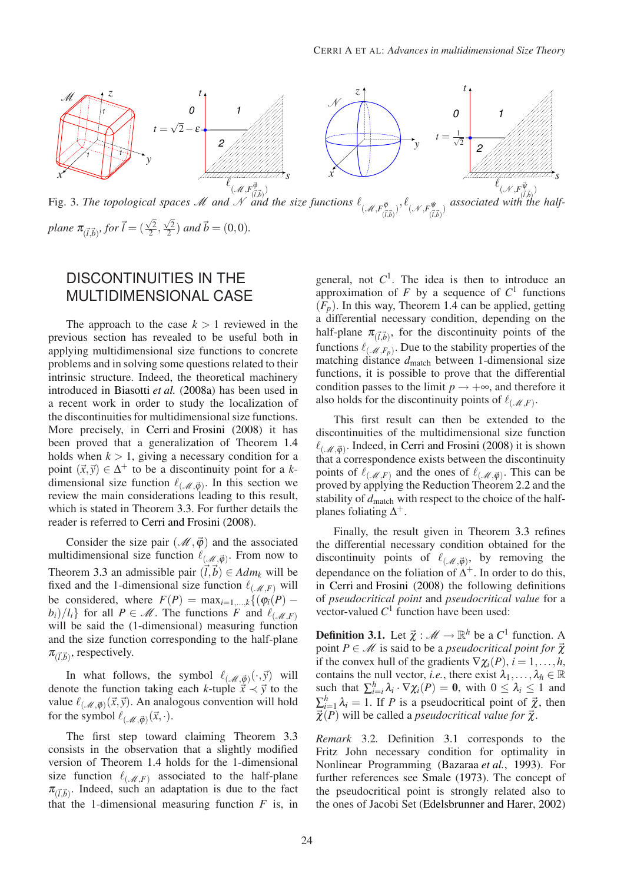Fig. 3. *The topological spaces $\mathscr{M}$ and $\mathscr{N}$ and the size functions $\ell_{(\mathscr{M},F^{\vec{\varphi}}_{(\vec{l},\vec{b})})}$, $\ell_{(\mathscr{N},F^{\vec{\psi}}_{(\vec{l},\vec{b})})}$ associated with the half-plane $\pi_{(\vec{l},\vec{b})}$, for $\vec{l} = (\frac{\sqrt{2}}{2}, \frac{\sqrt{2}}{2})$ and $\vec{b} = (0,0)$.*

## DISCONTINUITIES IN THE MULTIDIMENSIONAL CASE

The approach to the case $k > 1$ reviewed in the previous section has revealed to be useful both in applying multidimensional size functions to concrete problems and in solving some questions related to their intrinsic structure. Indeed, the theoretical machinery introduced in Biasotti *et al.* (2008a) has been used in a recent work in order to study the localization of the discontinuities for multidimensional size functions. More precisely, in Cerri and Frosini (2008) it has been proved that a generalization of Theorem 1.4 holds when $k > 1$, giving a necessary condition for a point $(\vec{x},\vec{y}) \in \Delta^+$ to be a discontinuity point for a $k$-dimensional size function $\ell_{(\mathscr{M},\vec{\varphi})}$. In this section we review the main considerations leading to this result, which is stated in Theorem 3.3. For further details the reader is referred to Cerri and Frosini (2008).

Consider the size pair $(\mathscr{M},\vec{\varphi})$ and the associated multidimensional size function $\ell_{(\mathscr{M},\vec{\varphi})}$. From now to Theorem 3.3 an admissible pair $(\vec{l},\vec{b}) \in Adm_k$ will be fixed and the 1-dimensional size function $\ell_{(\mathscr{M},F)}$ will be considered, where $F(P) = \max_{i=1,\ldots,k}\{(\varphi_i(P) - b_i)/l_i\}$ for all $P \in \mathscr{M}$. The functions $F$ and $\ell_{(\mathscr{M},F)}$ will be said the (1-dimensional) measuring function and the size function corresponding to the half-plane $\pi_{(\vec{l},\vec{b})}$, respectively.

In what follows, the symbol $\ell_{(\mathscr{M},\vec{\varphi})}(\cdot,\vec{y})$ will denote the function taking each $k$-tuple $\vec{x} \prec \vec{y}$ to the value $\ell_{(\mathscr{M},\vec{\varphi})}(\vec{x},\vec{y})$. An analogous convention will hold for the symbol $\ell_{(\mathscr{M},\vec{\varphi})}(\vec{x},\cdot)$.

The first step toward claiming Theorem 3.3 consists in the observation that a slightly modified version of Theorem 1.4 holds for the 1-dimensional size function $\ell_{(\mathscr{M},F)}$ associated to the half-plane $\pi_{(\vec{l},\vec{b})}$. Indeed, such an adaptation is due to the fact that the 1-dimensional measuring function $F$ is, in general, not $C^1$. The idea is then to introduce an approximation of $F$ by a sequence of $C^1$ functions $(F_p)$. In this way, Theorem 1.4 can be applied, getting a differential necessary condition, depending on the half-plane $\pi_{(\vec{l},\vec{b})}$, for the discontinuity points of the functions $\ell_{(\mathscr{M},F_p)}$. Due to the stability properties of the matching distance $d_{\text{match}}$ between 1-dimensional size functions, it is possible to prove that the differential condition passes to the limit $p \to +\infty$, and therefore it also holds for the discontinuity points of $\ell_{(\mathscr{M},F)}$.

This first result can then be extended to the discontinuities of the multidimensional size function $\ell_{(\mathscr{M},\vec{\varphi})}$. Indeed, in Cerri and Frosini (2008) it is shown that a correspondence exists between the discontinuity points of $\ell_{(\mathscr{M},F)}$ and the ones of $\ell_{(\mathscr{M},\vec{\varphi})}$. This can be proved by applying the Reduction Theorem 2.2 and the stability of $d_{\text{match}}$ with respect to the choice of the half-planes foliating $\Delta^+$.

Finally, the result given in Theorem 3.3 refines the differential necessary condition obtained for the discontinuity points of $\ell_{(\mathscr{M},\vec{\varphi})}$, by removing the dependance on the foliation of $\Delta^+$. In order to do this, in Cerri and Frosini (2008) the following definitions of *pseudocritical point* and *pseudocritical value* for a vector-valued $C^1$ function have been used:

**Definition 3.1.** Let $\vec{\chi} : \mathscr{M} \to \mathbb{R}^h$ be a $C^1$ function. A point $P \in \mathscr{M}$ is said to be a *pseudocritical point for* $\vec{\chi}$ if the convex hull of the gradients $\nabla\chi_i(P)$, $i = 1,\ldots,h$, contains the null vector, *i.e.*, there exist $\lambda_1,\ldots,\lambda_h \in \mathbb{R}$ such that $\sum_{i=1}^{h}\lambda_i \cdot \nabla\chi_i(P) = \mathbf{0}$, with $0 \le \lambda_i \le 1$ and $\sum_{i=1}^{h}\lambda_i = 1$. If $P$ is a pseudocritical point of $\vec{\chi}$, then $\vec{\chi}(P)$ will be called a *pseudocritical value for* $\vec{\chi}$.

*Remark* 3.2. Definition 3.1 corresponds to the Fritz John necessary condition for optimality in Nonlinear Programming (Bazaraa *et al.*, 1993). For further references see Smale (1973). The concept of the pseudocritical point is strongly related also to the ones of Jacobi Set (Edelsbrunner and Harer, 2002)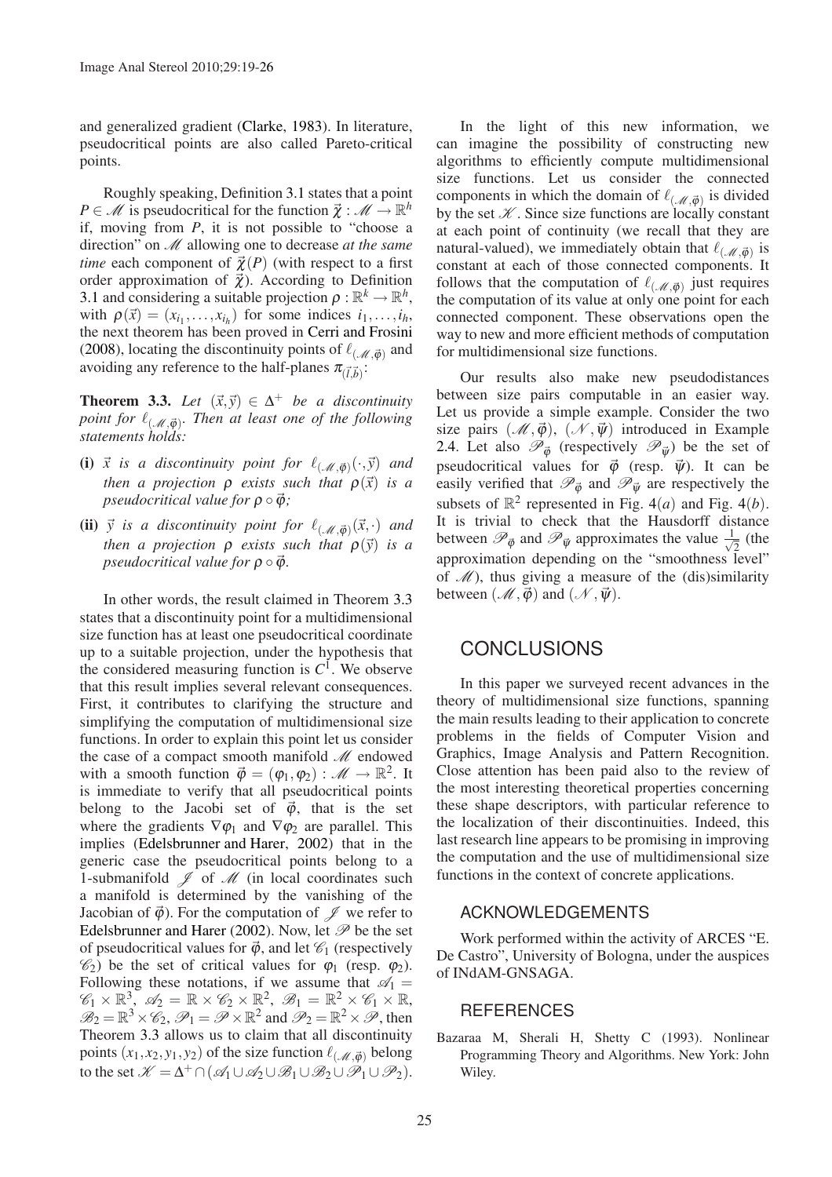and generalized gradient (Clarke, 1983). In literature, pseudocritical points are also called Pareto-critical points.

Roughly speaking, Definition 3.1 states that a point $P \in \mathscr{M}$ is pseudocritical for the function $\vec{\chi} : \mathscr{M} \to \mathbb{R}^h$ if, moving from $P$, it is not possible to "choose a direction" on $\mathscr{M}$ allowing one to decrease *at the same time* each component of $\vec{\chi}(P)$ (with respect to a first order approximation of $\vec{\chi}$). According to Definition 3.1 and considering a suitable projection $\rho : \mathbb{R}^k \to \mathbb{R}^h$, with $\rho(\vec{x}) = (x_{i_1}, \ldots, x_{i_h})$ for some indices $i_1, \ldots, i_h$, the next theorem has been proved in Cerri and Frosini (2008), locating the discontinuity points of $\ell_{(\mathscr{M},\vec{\varphi})}$ and avoiding any reference to the half-planes $\pi_{(\vec{l},\vec{b})}$:

**Theorem 3.3.** *Let* $(\vec{x},\vec{y}) \in \Delta^+$ *be a discontinuity point for* $\ell_{(\mathscr{M},\vec{\varphi})}$. *Then at least one of the following statements holds:*

**(i)** $\vec{x}$ *is a discontinuity point for* $\ell_{(\mathscr{M},\vec{\varphi})}(\cdot,\vec{y})$ *and then a projection* $\rho$ *exists such that* $\rho(\vec{x})$ *is a pseudocritical value for* $\rho \circ \vec{\varphi}$*;*

**(ii)** $\vec{y}$ *is a discontinuity point for* $\ell_{(\mathscr{M},\vec{\varphi})}(\vec{x},\cdot)$ *and then a projection* $\rho$ *exists such that* $\rho(\vec{y})$ *is a pseudocritical value for* $\rho \circ \vec{\varphi}$.

In other words, the result claimed in Theorem 3.3 states that a discontinuity point for a multidimensional size function has at least one pseudocritical coordinate up to a suitable projection, under the hypothesis that the considered measuring function is $C^1$. We observe that this result implies several relevant consequences. First, it contributes to clarifying the structure and simplifying the computation of multidimensional size functions. In order to explain this point let us consider the case of a compact smooth manifold $\mathscr{M}$ endowed with a smooth function $\vec{\varphi} = (\varphi_1, \varphi_2) : \mathscr{M} \to \mathbb{R}^2$. It is immediate to verify that all pseudocritical points belong to the Jacobi set of $\vec{\varphi}$, that is the set where the gradients $\nabla\varphi_1$ and $\nabla\varphi_2$ are parallel. This implies (Edelsbrunner and Harer, 2002) that in the generic case the pseudocritical points belong to a 1-submanifold $\mathscr{J}$ of $\mathscr{M}$ (in local coordinates such a manifold is determined by the vanishing of the Jacobian of $\vec{\varphi}$). For the computation of $\mathscr{J}$ we refer to Edelsbrunner and Harer (2002). Now, let $\mathscr{P}$ be the set of pseudocritical values for $\vec{\varphi}$, and let $\mathscr{C}_1$ (respectively $\mathscr{C}_2$) be the set of critical values for $\varphi_1$ (resp. $\varphi_2$). Following these notations, if we assume that $\mathscr{A}_1 = \mathscr{C}_1 \times \mathbb{R}^3$, $\mathscr{A}_2 = \mathbb{R} \times \mathscr{C}_2 \times \mathbb{R}^2$, $\mathscr{B}_1 = \mathbb{R}^2 \times \mathscr{C}_1 \times \mathbb{R}$, $\mathscr{B}_2 = \mathbb{R}^3 \times \mathscr{C}_2$, $\mathscr{P}_1 = \mathscr{P} \times \mathbb{R}^2$ and $\mathscr{P}_2 = \mathbb{R}^2 \times \mathscr{P}$, then Theorem 3.3 allows us to claim that all discontinuity points $(x_1, x_2, y_1, y_2)$ of the size function $\ell_{(\mathscr{M},\vec{\varphi})}$ belong to the set $\mathscr{K} = \Delta^+ \cap (\mathscr{A}_1 \cup \mathscr{A}_2 \cup \mathscr{B}_1 \cup \mathscr{B}_2 \cup \mathscr{P}_1 \cup \mathscr{P}_2)$.

In the light of this new information, we can imagine the possibility of constructing new algorithms to efficiently compute multidimensional size functions. Let us consider the connected components in which the domain of $\ell_{(\mathscr{M},\vec{\varphi})}$ is divided by the set $\mathscr{K}$. Since size functions are locally constant at each point of continuity (we recall that they are natural-valued), we immediately obtain that $\ell_{(\mathscr{M},\vec{\varphi})}$ is constant at each of those connected components. It follows that the computation of $\ell_{(\mathscr{M},\vec{\varphi})}$ just requires the computation of its value at only one point for each connected component. These observations open the way to new and more efficient methods of computation for multidimensional size functions.

Our results also make new pseudodistances between size pairs computable in an easier way. Let us provide a simple example. Consider the two size pairs $(\mathscr{M},\vec{\varphi})$, $(\mathscr{N},\vec{\psi})$ introduced in Example 2.4. Let also $\mathscr{P}_{\vec{\varphi}}$ (respectively $\mathscr{P}_{\vec{\psi}}$) be the set of pseudocritical values for $\vec{\varphi}$ (resp. $\vec{\psi}$). It can be easily verified that $\mathscr{P}_{\vec{\varphi}}$ and $\mathscr{P}_{\vec{\psi}}$ are respectively the subsets of $\mathbb{R}^2$ represented in Fig. 4$(a)$ and Fig. 4$(b)$. It is trivial to check that the Hausdorff distance between $\mathscr{P}_{\vec{\varphi}}$ and $\mathscr{P}_{\vec{\psi}}$ approximates the value $\frac{1}{\sqrt{2}}$ (the approximation depending on the "smoothness level" of $\mathscr{M}$), thus giving a measure of the (dis)similarity between $(\mathscr{M},\vec{\varphi})$ and $(\mathscr{N},\vec{\psi})$.

# CONCLUSIONS

In this paper we surveyed recent advances in the theory of multidimensional size functions, spanning the main results leading to their application to concrete problems in the fields of Computer Vision and Graphics, Image Analysis and Pattern Recognition. Close attention has been paid also to the review of the most interesting theoretical properties concerning these shape descriptors, with particular reference to the localization of their discontinuities. Indeed, this last research line appears to be promising in improving the computation and the use of multidimensional size functions in the context of concrete applications.

## ACKNOWLEDGEMENTS

Work performed within the activity of ARCES "E. De Castro", University of Bologna, under the auspices of INdAM-GNSAGA.

## REFERENCES

Bazaraa M, Sherali H, Shetty C (1993). Nonlinear Programming Theory and Algorithms. New York: John Wiley.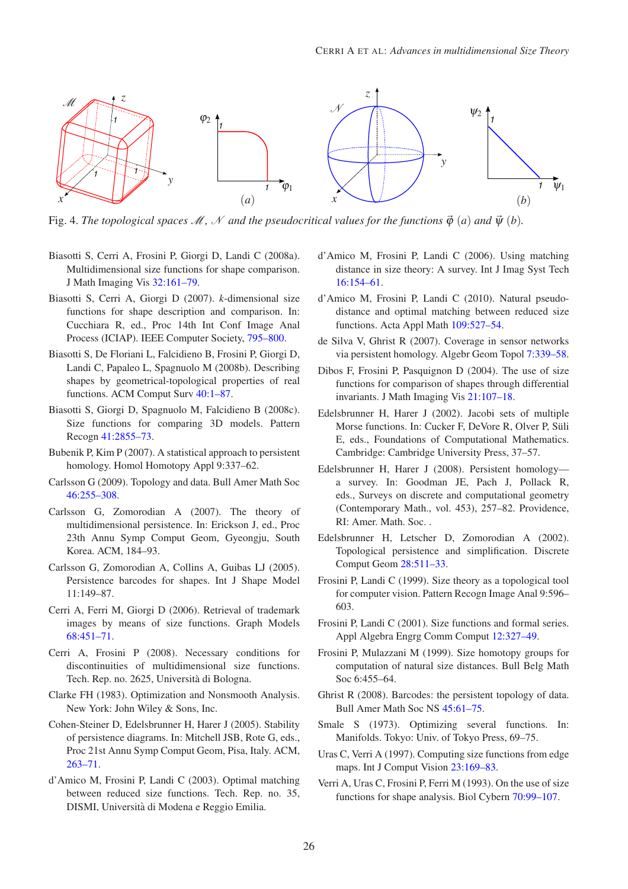M z 1 1 1 x y

$\varphi_2$ 1 1 $\varphi_1$ (a)

z N y x

$\psi_2$ 1 1 $\psi_1$ (b)

Fig. 4. *The topological spaces $\mathscr{M}$, $\mathscr{N}$ and the pseudocritical values for the functions $\vec{\varphi}$ (a) and $\vec{\psi}$ (b).*

Biasotti S, Cerri A, Frosini P, Giorgi D, Landi C (2008a). Multidimensional size functions for shape comparison. J Math Imaging Vis 32:161–79.

Biasotti S, Cerri A, Giorgi D (2007). *k*-dimensional size functions for shape description and comparison. In: Cucchiara R, ed., Proc 14th Int Conf Image Anal Process (ICIAP). IEEE Computer Society, 795–800.

Biasotti S, De Floriani L, Falcidieno B, Frosini P, Giorgi D, Landi C, Papaleo L, Spagnuolo M (2008b). Describing shapes by geometrical-topological properties of real functions. ACM Comput Surv 40:1–87.

Biasotti S, Giorgi D, Spagnuolo M, Falcidieno B (2008c). Size functions for comparing 3D models. Pattern Recogn 41:2855–73.

Bubenik P, Kim P (2007). A statistical approach to persistent homology. Homol Homotopy Appl 9:337–62.

Carlsson G (2009). Topology and data. Bull Amer Math Soc 46:255–308.

Carlsson G, Zomorodian A (2007). The theory of multidimensional persistence. In: Erickson J, ed., Proc 23th Annu Symp Comput Geom, Gyeongju, South Korea. ACM, 184–93.

Carlsson G, Zomorodian A, Collins A, Guibas LJ (2005). Persistence barcodes for shapes. Int J Shape Model 11:149–87.

Cerri A, Ferri M, Giorgi D (2006). Retrieval of trademark images by means of size functions. Graph Models 68:451–71.

Cerri A, Frosini P (2008). Necessary conditions for discontinuities of multidimensional size functions. Tech. Rep. no. 2625, Università di Bologna.

Clarke FH (1983). Optimization and Nonsmooth Analysis. New York: John Wiley & Sons, Inc.

Cohen-Steiner D, Edelsbrunner H, Harer J (2005). Stability of persistence diagrams. In: Mitchell JSB, Rote G, eds., Proc 21st Annu Symp Comput Geom, Pisa, Italy. ACM, 263–71.

d'Amico M, Frosini P, Landi C (2003). Optimal matching between reduced size functions. Tech. Rep. no. 35, DISMI, Università di Modena e Reggio Emilia.

d'Amico M, Frosini P, Landi C (2006). Using matching distance in size theory: A survey. Int J Imag Syst Tech 16:154–61.

d'Amico M, Frosini P, Landi C (2010). Natural pseudo-distance and optimal matching between reduced size functions. Acta Appl Math 109:527–54.

de Silva V, Ghrist R (2007). Coverage in sensor networks via persistent homology. Algebr Geom Topol 7:339–58.

Dibos F, Frosini P, Pasquignon D (2004). The use of size functions for comparison of shapes through differential invariants. J Math Imaging Vis 21:107–18.

Edelsbrunner H, Harer J (2002). Jacobi sets of multiple Morse functions. In: Cucker F, DeVore R, Olver P, Süli E, eds., Foundations of Computational Mathematics. Cambridge: Cambridge University Press, 37–57.

Edelsbrunner H, Harer J (2008). Persistent homology—a survey. In: Goodman JE, Pach J, Pollack R, eds., Surveys on discrete and computational geometry (Contemporary Math., vol. 453), 257–82. Providence, RI: Amer. Math. Soc. .

Edelsbrunner H, Letscher D, Zomorodian A (2002). Topological persistence and simplification. Discrete Comput Geom 28:511–33.

Frosini P, Landi C (1999). Size theory as a topological tool for computer vision. Pattern Recogn Image Anal 9:596–603.

Frosini P, Landi C (2001). Size functions and formal series. Appl Algebra Engrg Comm Comput 12:327–49.

Frosini P, Mulazzani M (1999). Size homotopy groups for computation of natural size distances. Bull Belg Math Soc 6:455–64.

Ghrist R (2008). Barcodes: the persistent topology of data. Bull Amer Math Soc NS 45:61–75.

Smale S (1973). Optimizing several functions. In: Manifolds. Tokyo: Univ. of Tokyo Press, 69–75.

Uras C, Verri A (1997). Computing size functions from edge maps. Int J Comput Vision 23:169–83.

Verri A, Uras C, Frosini P, Ferri M (1993). On the use of size functions for shape analysis. Biol Cybern 70:99–107.